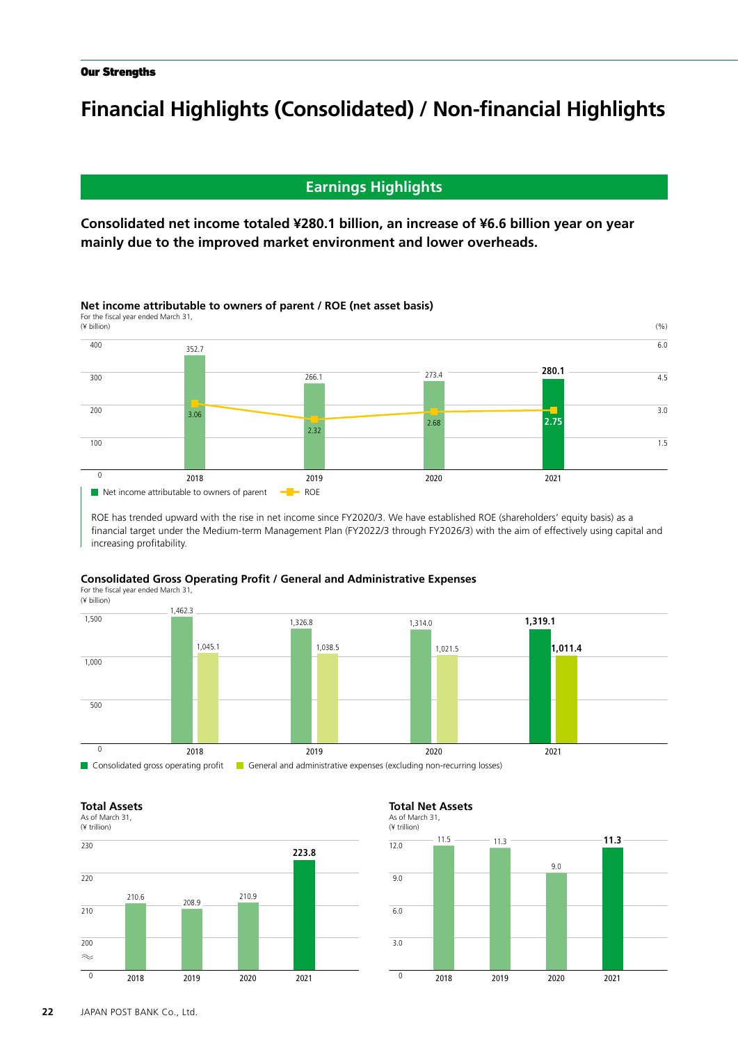**Our Strengths**

# Financial Highlights (Consolidated) / Non-financial Highlights

## Earnings Highlights

**Consolidated net income totaled ¥280.1 billion, an increase of ¥6.6 billion year on year mainly due to the improved market environment and lower overheads.**

### Net income attributable to owners of parent / ROE (net asset basis)

For the fiscal year ended March 31,
(¥ billion) (%)

| | 2018 | 2019 | 2020 | 2021 |
|---|---|---|---|---|
| Net income attributable to owners of parent | 352.7 | 266.1 | 273.4 | **280.1** |
| ROE | 3.06 | 2.32 | 2.68 | **2.75** |

ROE has trended upward with the rise in net income since FY2020/3. We have established ROE (shareholders' equity basis) as a financial target under the Medium-term Management Plan (FY2022/3 through FY2026/3) with the aim of effectively using capital and increasing profitability.

### Consolidated Gross Operating Profit / General and Administrative Expenses

For the fiscal year ended March 31,
(¥ billion)

| | 2018 | 2019 | 2020 | 2021 |
|---|---|---|---|---|
| Consolidated gross operating profit | 1,462.3 | 1,326.8 | 1,314.0 | **1,319.1** |
| General and administrative expenses (excluding non-recurring losses) | 1,045.1 | 1,038.5 | 1,021.5 | **1,011.4** |

### Total Assets

As of March 31,
(¥ trillion)

| | 2018 | 2019 | 2020 | 2021 |
|---|---|---|---|---|
| Total Assets | 210.6 | 208.9 | 210.9 | **223.8** |

### Total Net Assets

As of March 31,
(¥ trillion)

| | 2018 | 2019 | 2020 | 2021 |
|---|---|---|---|---|
| Total Net Assets | 11.5 | 11.3 | 9.0 | **11.3** |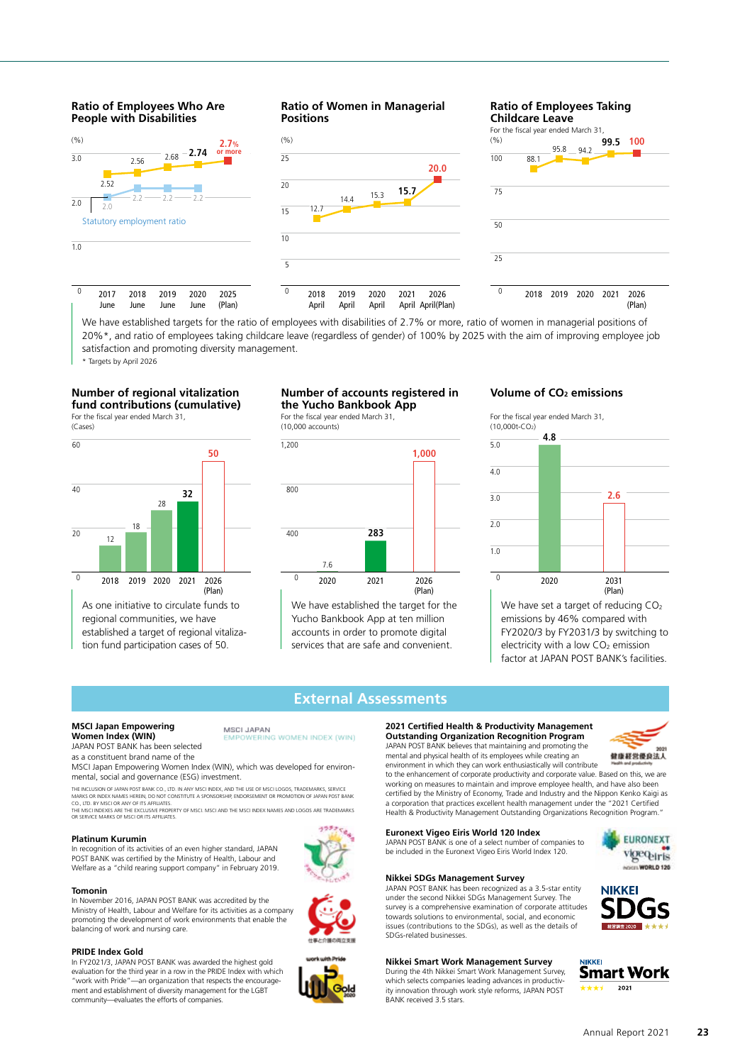### Ratio of Employees Who Are People with Disabilities

(%)

3.0
2.0
1.0
0

2.52
2.56
2.68
2.74
2.7% or more

2.0
2.2
2.2
2.2

Statutory employment ratio

2017 June
2018 June
2019 June
2020 June
2025 (Plan)

### Ratio of Women in Managerial Positions

(%)

25
20
15
10
5
0

12.7
14.4
15.3
15.7
20.0

2018 April
2019 April
2020 April
2021 April
2026 April(Plan)

### Ratio of Employees Taking Childcare Leave

For the fiscal year ended March 31,

(%)

100
75
50
25
0

88.1
95.8
94.2
99.5
100

2018
2019
2020
2021
2026 (Plan)

We have established targets for the ratio of employees with disabilities of 2.7% or more, ratio of women in managerial positions of 20%*, and ratio of employees taking childcare leave (regardless of gender) of 100% by 2025 with the aim of improving employee job satisfaction and promoting diversity management.

\* Targets by April 2026

### Number of regional vitalization fund contributions (cumulative)

For the fiscal year ended March 31,

(Cases)

60
40
20
0

12
18
28
32
50

2018
2019
2020
2021
2026 (Plan)

As one initiative to circulate funds to regional communities, we have established a target of regional vitalization fund participation cases of 50.

### Number of accounts registered in the Yucho Bankbook App

For the fiscal year ended March 31,

(10,000 accounts)

1,200
800
400
0

7.6
283
1,000

2020
2021
2026 (Plan)

We have established the target for the Yucho Bankbook App at ten million accounts in order to promote digital services that are safe and convenient.

### Volume of $CO_2$ emissions

For the fiscal year ended March 31,

(10,000t-$CO_2$)

5.0
4.0
3.0
2.0
1.0
0

4.8
2.6

2020
2031 (Plan)

We have set a target of reducing $CO_2$ emissions by 46% compared with FY2020/3 by FY2031/3 by switching to electricity with a low $CO_2$ emission factor at JAPAN POST BANK's facilities.

## External Assessments

**MSCI Japan Empowering Women Index (WIN)**

JAPAN POST BANK has been selected as a constituent brand name of the MSCI Japan Empowering Women Index (WIN), which was developed for environmental, social and governance (ESG) investment.

THE INCLUSION OF JAPAN POST BANK CO., LTD. IN ANY MSCI INDEX, AND THE USE OF MSCI LOGOS, TRADEMARKS, SERVICE MARKS OR INDEX NAMES HEREIN, DO NOT CONSTITUTE A SPONSORSHIP, ENDORSEMENT OR PROMOTION OF JAPAN POST BANK CO., LTD. BY MSCI OR ANY OF ITS AFFILIATES.
THE MSCI INDEXES ARE THE EXCLUSIVE PROPERTY OF MSCI. MSCI AND THE MSCI INDEX NAMES AND LOGOS ARE TRADEMARKS OR SERVICE MARKS OF MSCI OR ITS AFFILIATES.

**Platinum Kurumin**

In recognition of its activities of an even higher standard, JAPAN POST BANK was certified by the Ministry of Health, Labour and Welfare as a "child rearing support company" in February 2019.

**Tomonin**

In November 2016, JAPAN POST BANK was accredited by the Ministry of Health, Labour and Welfare for its activities as a company promoting the development of work environments that enable the balancing of work and nursing care.

**PRIDE Index Gold**

In FY2021/3, JAPAN POST BANK was awarded the highest gold evaluation for the third year in a row in the PRIDE Index with which "work with Pride"—an organization that respects the encouragement and establishment of diversity management for the LGBT community—evaluates the efforts of companies.

**2021 Certified Health & Productivity Management Outstanding Organization Recognition Program**

JAPAN POST BANK believes that maintaining and promoting the mental and physical health of its employees while creating an environment in which they can work enthusiastically will contribute to the enhancement of corporate productivity and corporate value. Based on this, we are working on measures to maintain and improve employee health, and have also been certified by the Ministry of Economy, Trade and Industry and the Nippon Kenko Kaigi as a corporation that practices excellent health management under the "2021 Certified Health & Productivity Management Outstanding Organizations Recognition Program."

**Euronext Vigeo Eiris World 120 Index**

JAPAN POST BANK is one of a select number of companies to be included in the Euronext Vigeo Eiris World Index 120.

**Nikkei SDGs Management Survey**

JAPAN POST BANK has been recognized as a 3.5-star entity under the second Nikkei SDGs Management Survey. The survey is a comprehensive examination of corporate attitudes towards solutions to environmental, social, and economic issues (contributions to the SDGs), as well as the details of SDGs-related businesses.

**Nikkei Smart Work Management Survey**

During the 4th Nikkei Smart Work Management Survey, which selects companies leading advances in productivity innovation through work style reforms, JAPAN POST BANK received 3.5 stars.